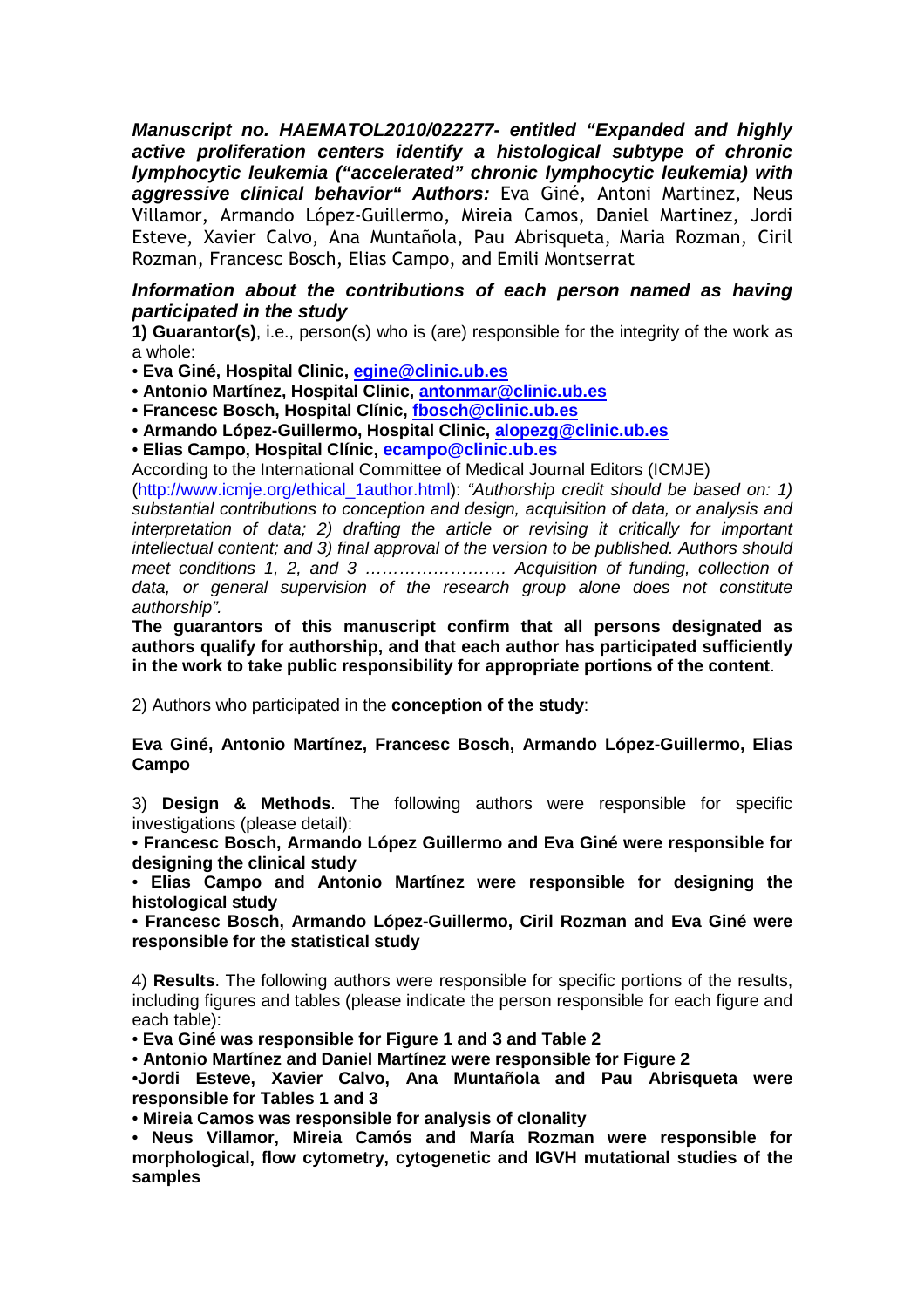***Manuscript no. HAEMATOL2010/022277- entitled "Expanded and highly active proliferation centers identify a histological subtype of chronic lymphocytic leukemia ("accelerated" chronic lymphocytic leukemia) with aggressive clinical behavior" Authors:*** Eva Giné, Antoni Martinez, Neus Villamor, Armando López-Guillermo, Mireia Camos, Daniel Martinez, Jordi Esteve, Xavier Calvo, Ana Muntañola, Pau Abrisqueta, Maria Rozman, Ciril Rozman, Francesc Bosch, Elias Campo, and Emili Montserrat

***Information about the contributions of each person named as having participated in the study***

**1) Guarantor(s)**, i.e., person(s) who is (are) responsible for the integrity of the work as a whole:

- **Eva Giné, Hospital Clinic, egine@clinic.ub.es**
- **Antonio Martínez, Hospital Clinic, antonmar@clinic.ub.es**
- **Francesc Bosch, Hospital Clínic, fbosch@clinic.ub.es**
- **Armando López-Guillermo, Hospital Clinic, alopezg@clinic.ub.es**
- **Elias Campo, Hospital Clínic, ecampo@clinic.ub.es**

According to the International Committee of Medical Journal Editors (ICMJE) (http://www.icmje.org/ethical_1author.html): *"Authorship credit should be based on: 1) substantial contributions to conception and design, acquisition of data, or analysis and interpretation of data; 2) drafting the article or revising it critically for important intellectual content; and 3) final approval of the version to be published. Authors should meet conditions 1, 2, and 3 ……………………. Acquisition of funding, collection of data, or general supervision of the research group alone does not constitute authorship".*

**The guarantors of this manuscript confirm that all persons designated as authors qualify for authorship, and that each author has participated sufficiently in the work to take public responsibility for appropriate portions of the content**.

2) Authors who participated in the **conception of the study**:

**Eva Giné, Antonio Martínez, Francesc Bosch, Armando López-Guillermo, Elias Campo**

3) **Design & Methods**. The following authors were responsible for specific investigations (please detail):

- **Francesc Bosch, Armando López Guillermo and Eva Giné were responsible for designing the clinical study**
- **Elias Campo and Antonio Martínez were responsible for designing the histological study**
- **Francesc Bosch, Armando López-Guillermo, Ciril Rozman and Eva Giné were responsible for the statistical study**

4) **Results**. The following authors were responsible for specific portions of the results, including figures and tables (please indicate the person responsible for each figure and each table):

- **Eva Giné was responsible for Figure 1 and 3 and Table 2**
- **Antonio Martínez and Daniel Martínez were responsible for Figure 2**
- **Jordi Esteve, Xavier Calvo, Ana Muntañola and Pau Abrisqueta were responsible for Tables 1 and 3**
- **Mireia Camos was responsible for analysis of clonality**
- **Neus Villamor, Mireia Camós and María Rozman were responsible for morphological, flow cytometry, cytogenetic and IGVH mutational studies of the samples**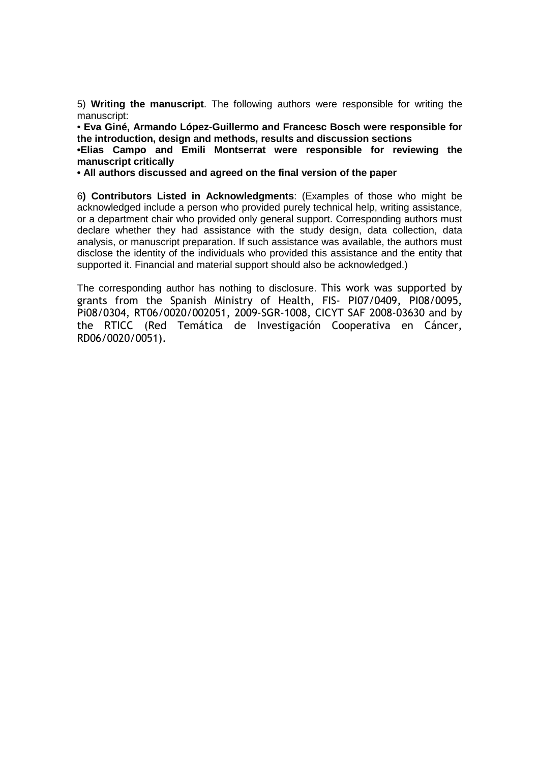5) **Writing the manuscript**. The following authors were responsible for writing the manuscript:

• **Eva Giné, Armando López-Guillermo and Francesc Bosch were responsible for the introduction, design and methods, results and discussion sections**

•**Elias Campo and Emili Montserrat were responsible for reviewing the manuscript critically**

**• All authors discussed and agreed on the final version of the paper**

6**) Contributors Listed in Acknowledgments**: (Examples of those who might be acknowledged include a person who provided purely technical help, writing assistance, or a department chair who provided only general support. Corresponding authors must declare whether they had assistance with the study design, data collection, data analysis, or manuscript preparation. If such assistance was available, the authors must disclose the identity of the individuals who provided this assistance and the entity that supported it. Financial and material support should also be acknowledged.)

The corresponding author has nothing to disclosure. This work was supported by grants from the Spanish Ministry of Health, FIS- PI07/0409, PI08/0095, Pi08/0304, RT06/0020/002051, 2009-SGR-1008, CICYT SAF 2008-03630 and by the RTICC (Red Temática de Investigación Cooperativa en Cáncer, RD06/0020/0051).